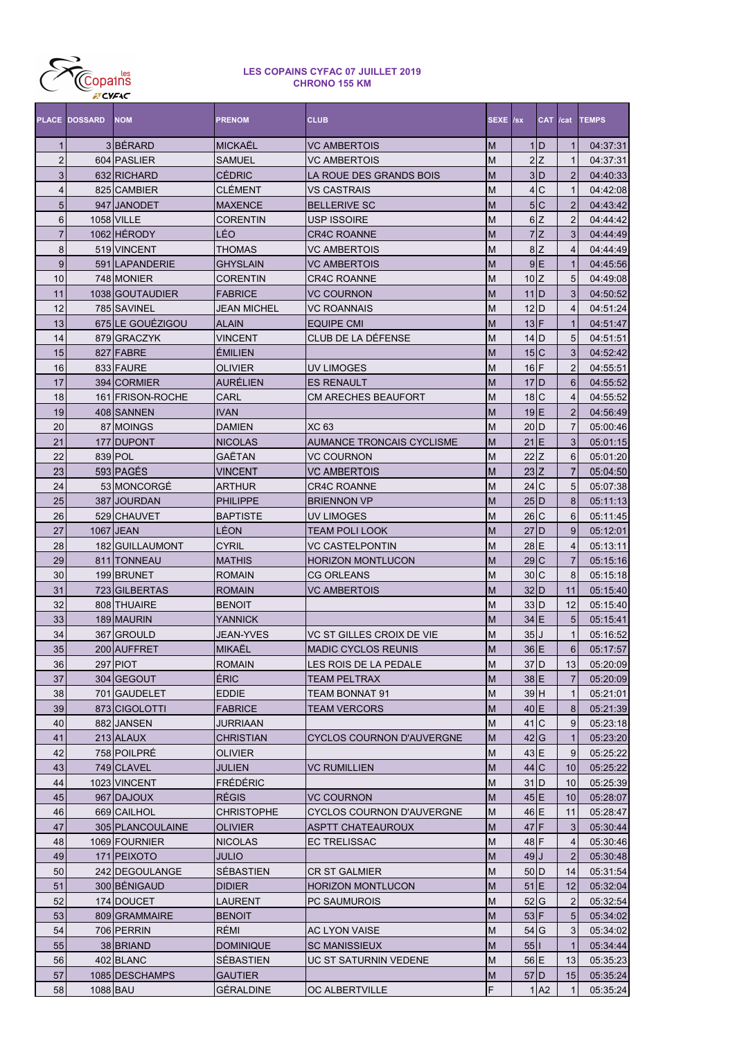# LES COPAINS CYFAC 07 JUILLET 2019
## CHRONO 155 KM

| PLACE | DOSSARD | NOM | PRENOM | CLUB | SEXE | /sx | CAT | /cat | TEMPS |
|---|---|---|---|---|---|---|---|---|---|
| 1 | 3 | BÉRARD | MICKAËL | VC AMBERTOIS | M | 1 | D | 1 | 04:37:31 |
| 2 | 604 | PASLIER | SAMUEL | VC AMBERTOIS | M | 2 | Z | 1 | 04:37:31 |
| 3 | 632 | RICHARD | CÉDRIC | LA ROUE DES GRANDS BOIS | M | 3 | D | 2 | 04:40:33 |
| 4 | 825 | CAMBIER | CLÉMENT | VS CASTRAIS | M | 4 | C | 1 | 04:42:08 |
| 5 | 947 | JANODET | MAXENCE | BELLERIVE SC | M | 5 | C | 2 | 04:43:42 |
| 6 | 1058 | VILLE | CORENTIN | USP ISSOIRE | M | 6 | Z | 2 | 04:44:42 |
| 7 | 1062 | HÉRODY | LÉO | CR4C ROANNE | M | 7 | Z | 3 | 04:44:49 |
| 8 | 519 | VINCENT | THOMAS | VC AMBERTOIS | M | 8 | Z | 4 | 04:44:49 |
| 9 | 591 | LAPANDERIE | GHYSLAIN | VC AMBERTOIS | M | 9 | E | 1 | 04:45:56 |
| 10 | 748 | MONIER | CORENTIN | CR4C ROANNE | M | 10 | Z | 5 | 04:49:08 |
| 11 | 1038 | GOUTAUDIER | FABRICE | VC COURNON | M | 11 | D | 3 | 04:50:52 |
| 12 | 785 | SAVINEL | JEAN MICHEL | VC ROANNAIS | M | 12 | D | 4 | 04:51:24 |
| 13 | 675 | LE GOUÉZIGOU | ALAIN | EQUIPE CMI | M | 13 | F | 1 | 04:51:47 |
| 14 | 879 | GRACZYK | VINCENT | CLUB DE LA DÉFENSE | M | 14 | D | 5 | 04:51:51 |
| 15 | 827 | FABRE | ÉMILIEN | | M | 15 | C | 3 | 04:52:42 |
| 16 | 833 | FAURE | OLIVIER | UV LIMOGES | M | 16 | F | 2 | 04:55:51 |
| 17 | 394 | CORMIER | AURÉLIEN | ES RENAULT | M | 17 | D | 6 | 04:55:52 |
| 18 | 161 | FRISON-ROCHE | CARL | CM ARECHES BEAUFORT | M | 18 | C | 4 | 04:55:52 |
| 19 | 408 | SANNEN | IVAN | | M | 19 | E | 2 | 04:56:49 |
| 20 | 87 | MOINGS | DAMIEN | XC 63 | M | 20 | D | 7 | 05:00:46 |
| 21 | 177 | DUPONT | NICOLAS | AUMANCE TRONCAIS CYCLISME | M | 21 | E | 3 | 05:01:15 |
| 22 | 839 | POL | GAËTAN | VC COURNON | M | 22 | Z | 6 | 05:01:20 |
| 23 | 593 | PAGÈS | VINCENT | VC AMBERTOIS | M | 23 | Z | 7 | 05:04:50 |
| 24 | 53 | MONCORGÉ | ARTHUR | CR4C ROANNE | M | 24 | C | 5 | 05:07:38 |
| 25 | 387 | JOURDAN | PHILIPPE | BRIENNON VP | M | 25 | D | 8 | 05:11:13 |
| 26 | 529 | CHAUVET | BAPTISTE | UV LIMOGES | M | 26 | C | 6 | 05:11:45 |
| 27 | 1067 | JEAN | LÉON | TEAM POLI LOOK | M | 27 | D | 9 | 05:12:01 |
| 28 | 182 | GUILLAUMONT | CYRIL | VC CASTELPONTIN | M | 28 | E | 4 | 05:13:11 |
| 29 | 811 | TONNEAU | MATHIS | HORIZON MONTLUCON | M | 29 | C | 7 | 05:15:16 |
| 30 | 199 | BRUNET | ROMAIN | CG ORLEANS | M | 30 | C | 8 | 05:15:18 |
| 31 | 723 | GILBERTAS | ROMAIN | VC AMBERTOIS | M | 32 | D | 11 | 05:15:40 |
| 32 | 808 | THUAIRE | BENOIT | | M | 33 | D | 12 | 05:15:40 |
| 33 | 189 | MAURIN | YANNICK | | M | 34 | E | 5 | 05:15:41 |
| 34 | 367 | GROULD | JEAN-YVES | VC ST GILLES CROIX DE VIE | M | 35 | J | 1 | 05:16:52 |
| 35 | 200 | AUFFRET | MIKAËL | MADIC CYCLOS REUNIS | M | 36 | E | 6 | 05:17:57 |
| 36 | 297 | PIOT | ROMAIN | LES ROIS DE LA PEDALE | M | 37 | D | 13 | 05:20:09 |
| 37 | 304 | GEGOUT | ÉRIC | TEAM PELTRAX | M | 38 | E | 7 | 05:20:09 |
| 38 | 701 | GAUDELET | EDDIE | TEAM BONNAT 91 | M | 39 | H | 1 | 05:21:01 |
| 39 | 873 | CIGOLOTTI | FABRICE | TEAM VERCORS | M | 40 | E | 8 | 05:21:39 |
| 40 | 882 | JANSEN | JURRIAAN | | M | 41 | C | 9 | 05:23:18 |
| 41 | 213 | ALAUX | CHRISTIAN | CYCLOS COURNON D'AUVERGNE | M | 42 | G | 1 | 05:23:20 |
| 42 | 758 | POILPRÉ | OLIVIER | | M | 43 | E | 9 | 05:25:22 |
| 43 | 749 | CLAVEL | JULIEN | VC RUMILLIEN | M | 44 | C | 10 | 05:25:22 |
| 44 | 1023 | VINCENT | FRÉDÉRIC | | M | 31 | D | 10 | 05:25:39 |
| 45 | 967 | DAJOUX | RÉGIS | VC COURNON | M | 45 | E | 10 | 05:28:07 |
| 46 | 669 | CAILHOL | CHRISTOPHE | CYCLOS COURNON D'AUVERGNE | M | 46 | E | 11 | 05:28:47 |
| 47 | 305 | PLANCOULAINE | OLIVIER | ASPTT CHATEAUROUX | M | 47 | F | 3 | 05:30:44 |
| 48 | 1069 | FOURNIER | NICOLAS | EC TRELISSAC | M | 48 | F | 4 | 05:30:46 |
| 49 | 171 | PEIXOTO | JULIO | | M | 49 | J | 2 | 05:30:48 |
| 50 | 242 | DEGOULANGE | SÉBASTIEN | CR ST GALMIER | M | 50 | D | 14 | 05:31:54 |
| 51 | 300 | BÉNIGAUD | DIDIER | HORIZON MONTLUCON | M | 51 | E | 12 | 05:32:04 |
| 52 | 174 | DOUCET | LAURENT | PC SAUMUROIS | M | 52 | G | 2 | 05:32:54 |
| 53 | 809 | GRAMMAIRE | BENOIT | | M | 53 | F | 5 | 05:34:02 |
| 54 | 706 | PERRIN | RÉMI | AC LYON VAISE | M | 54 | G | 3 | 05:34:02 |
| 55 | 38 | BRIAND | DOMINIQUE | SC MANISSIEUX | M | 55 | I | 1 | 05:34:44 |
| 56 | 402 | BLANC | SÉBASTIEN | UC ST SATURNIN VEDENE | M | 56 | E | 13 | 05:35:23 |
| 57 | 1085 | DESCHAMPS | GAUTIER | | M | 57 | D | 15 | 05:35:24 |
| 58 | 1088 | BAU | GÉRALDINE | OC ALBERTVILLE | F | 1 | A2 | 1 | 05:35:24 |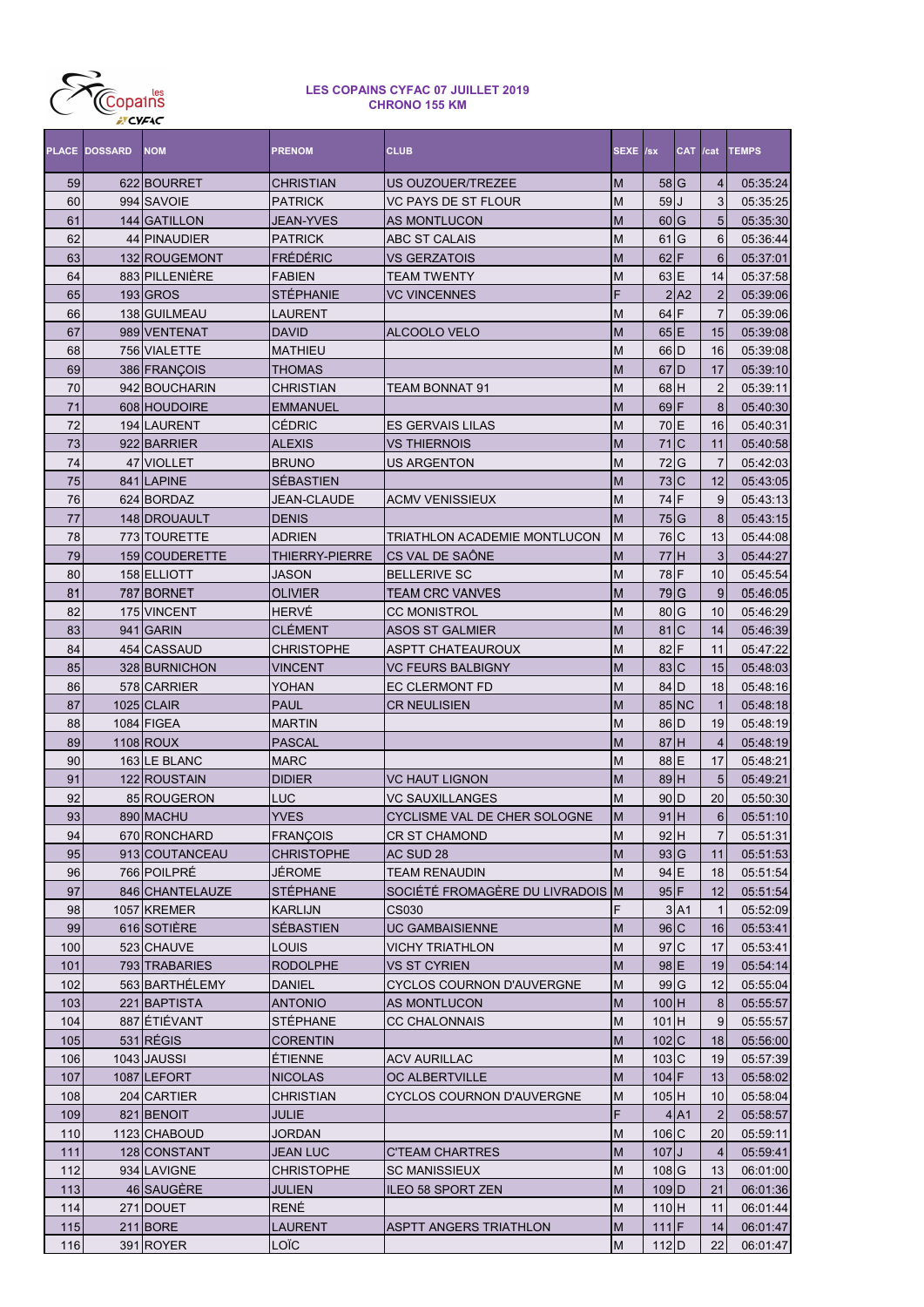# LES COPAINS CYFAC 07 JUILLET 2019
## CHRONO 155 KM

| PLACE | DOSSARD | NOM | PRENOM | CLUB | SEXE | /sx | CAT | /cat | TEMPS |
|---|---|---|---|---|---|---|---|---|---|
| 59 | 622 | BOURRET | CHRISTIAN | US OUZOUER/TREZEE | M | 58 | G | 4 | 05:35:24 |
| 60 | 994 | SAVOIE | PATRICK | VC PAYS DE ST FLOUR | M | 59 | J | 3 | 05:35:25 |
| 61 | 144 | GATILLON | JEAN-YVES | AS MONTLUCON | M | 60 | G | 5 | 05:35:30 |
| 62 | 44 | PINAUDIER | PATRICK | ABC ST CALAIS | M | 61 | G | 6 | 05:36:44 |
| 63 | 132 | ROUGEMONT | FRÉDÉRIC | VS GERZATOIS | M | 62 | F | 6 | 05:37:01 |
| 64 | 883 | PILLENIÈRE | FABIEN | TEAM TWENTY | M | 63 | E | 14 | 05:37:58 |
| 65 | 193 | GROS | STÉPHANIE | VC VINCENNES | F | 2 | A2 | 2 | 05:39:06 |
| 66 | 138 | GUILMEAU | LAURENT | | M | 64 | F | 7 | 05:39:06 |
| 67 | 989 | VENTENAT | DAVID | ALCOOLO VELO | M | 65 | E | 15 | 05:39:08 |
| 68 | 756 | VIALETTE | MATHIEU | | M | 66 | D | 16 | 05:39:08 |
| 69 | 386 | FRANÇOIS | THOMAS | | M | 67 | D | 17 | 05:39:10 |
| 70 | 942 | BOUCHARIN | CHRISTIAN | TEAM BONNAT 91 | M | 68 | H | 2 | 05:39:11 |
| 71 | 608 | HOUDOIRE | EMMANUEL | | M | 69 | F | 8 | 05:40:30 |
| 72 | 194 | LAURENT | CÉDRIC | ES GERVAIS LILAS | M | 70 | E | 16 | 05:40:31 |
| 73 | 922 | BARRIER | ALEXIS | VS THIERNOIS | M | 71 | C | 11 | 05:40:58 |
| 74 | 47 | VIOLLET | BRUNO | US ARGENTON | M | 72 | G | 7 | 05:42:03 |
| 75 | 841 | LAPINE | SÉBASTIEN | | M | 73 | C | 12 | 05:43:05 |
| 76 | 624 | BORDAZ | JEAN-CLAUDE | ACMV VENISSIEUX | M | 74 | F | 9 | 05:43:13 |
| 77 | 148 | DROUAULT | DENIS | | M | 75 | G | 8 | 05:43:15 |
| 78 | 773 | TOURETTE | ADRIEN | TRIATHLON ACADEMIE MONTLUCON | M | 76 | C | 13 | 05:44:08 |
| 79 | 159 | COUDERETTE | THIERRY-PIERRE | CS VAL DE SAÔNE | M | 77 | H | 3 | 05:44:27 |
| 80 | 158 | ELLIOTT | JASON | BELLERIVE SC | M | 78 | F | 10 | 05:45:54 |
| 81 | 787 | BORNET | OLIVIER | TEAM CRC VANVES | M | 79 | G | 9 | 05:46:05 |
| 82 | 175 | VINCENT | HERVÉ | CC MONISTROL | M | 80 | G | 10 | 05:46:29 |
| 83 | 941 | GARIN | CLÉMENT | ASOS ST GALMIER | M | 81 | C | 14 | 05:46:39 |
| 84 | 454 | CASSAUD | CHRISTOPHE | ASPTT CHATEAUROUX | M | 82 | F | 11 | 05:47:22 |
| 85 | 328 | BURNICHON | VINCENT | VC FEURS BALBIGNY | M | 83 | C | 15 | 05:48:03 |
| 86 | 578 | CARRIER | YOHAN | EC CLERMONT FD | M | 84 | D | 18 | 05:48:16 |
| 87 | 1025 | CLAIR | PAUL | CR NEULISIEN | M | 85 | NC | 1 | 05:48:18 |
| 88 | 1084 | FIGEA | MARTIN | | M | 86 | D | 19 | 05:48:19 |
| 89 | 1108 | ROUX | PASCAL | | M | 87 | H | 4 | 05:48:19 |
| 90 | 163 | LE BLANC | MARC | | M | 88 | E | 17 | 05:48:21 |
| 91 | 122 | ROUSTAIN | DIDIER | VC HAUT LIGNON | M | 89 | H | 5 | 05:49:21 |
| 92 | 85 | ROUGERON | LUC | VC SAUXILLANGES | M | 90 | D | 20 | 05:50:30 |
| 93 | 890 | MACHU | YVES | CYCLISME VAL DE CHER SOLOGNE | M | 91 | H | 6 | 05:51:10 |
| 94 | 670 | RONCHARD | FRANÇOIS | CR ST CHAMOND | M | 92 | H | 7 | 05:51:31 |
| 95 | 913 | COUTANCEAU | CHRISTOPHE | AC SUD 28 | M | 93 | G | 11 | 05:51:53 |
| 96 | 766 | POILPRÉ | JÉROME | TEAM RENAUDIN | M | 94 | E | 18 | 05:51:54 |
| 97 | 846 | CHANTELAUZE | STÉPHANE | SOCIÉTÉ FROMAGÈRE DU LIVRADOIS | M | 95 | F | 12 | 05:51:54 |
| 98 | 1057 | KREMER | KARLIJN | CS030 | F | 3 | A1 | 1 | 05:52:09 |
| 99 | 616 | SOTIÈRE | SÉBASTIEN | UC GAMBAISIENNE | M | 96 | C | 16 | 05:53:41 |
| 100 | 523 | CHAUVE | LOUIS | VICHY TRIATHLON | M | 97 | C | 17 | 05:53:41 |
| 101 | 793 | TRABARIES | RODOLPHE | VS ST CYRIEN | M | 98 | E | 19 | 05:54:14 |
| 102 | 563 | BARTHÉLEMY | DANIEL | CYCLOS COURNON D'AUVERGNE | M | 99 | G | 12 | 05:55:04 |
| 103 | 221 | BAPTISTA | ANTONIO | AS MONTLUCON | M | 100 | H | 8 | 05:55:57 |
| 104 | 887 | ÉTIÉVANT | STÉPHANE | CC CHALONNAIS | M | 101 | H | 9 | 05:55:57 |
| 105 | 531 | RÉGIS | CORENTIN | | M | 102 | C | 18 | 05:56:00 |
| 106 | 1043 | JAUSSI | ÉTIENNE | ACV AURILLAC | M | 103 | C | 19 | 05:57:39 |
| 107 | 1087 | LEFORT | NICOLAS | OC ALBERTVILLE | M | 104 | F | 13 | 05:58:02 |
| 108 | 204 | CARTIER | CHRISTIAN | CYCLOS COURNON D'AUVERGNE | M | 105 | H | 10 | 05:58:04 |
| 109 | 821 | BENOIT | JULIE | | F | 4 | A1 | 2 | 05:58:57 |
| 110 | 1123 | CHABOUD | JORDAN | | M | 106 | C | 20 | 05:59:11 |
| 111 | 128 | CONSTANT | JEAN LUC | C'TEAM CHARTRES | M | 107 | J | 4 | 05:59:41 |
| 112 | 934 | LAVIGNE | CHRISTOPHE | SC MANISSIEUX | M | 108 | G | 13 | 06:01:00 |
| 113 | 46 | SAUGÈRE | JULIEN | ILEO 58 SPORT ZEN | M | 109 | D | 21 | 06:01:36 |
| 114 | 271 | DOUET | RENÉ | | M | 110 | H | 11 | 06:01:44 |
| 115 | 211 | BORE | LAURENT | ASPTT ANGERS TRIATHLON | M | 111 | F | 14 | 06:01:47 |
| 116 | 391 | ROYER | LOÏC | | M | 112 | D | 22 | 06:01:47 |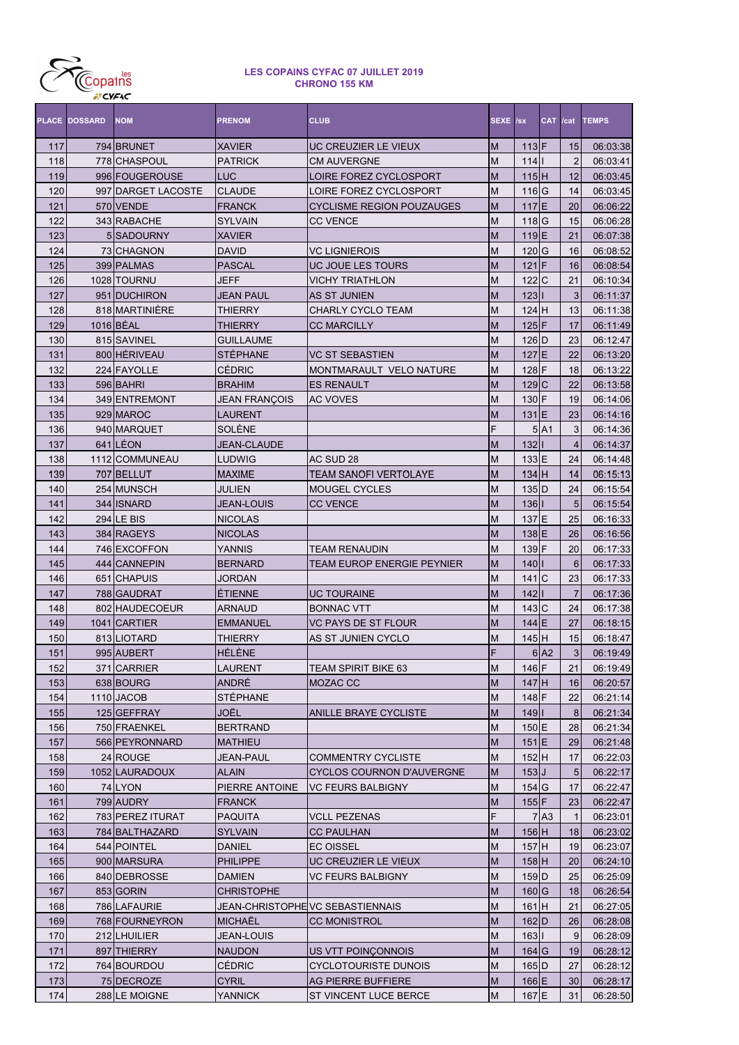**LES COPAINS CYFAC 07 JUILLET 2019**
**CHRONO 155 KM**

| PLACE | DOSSARD | NOM | PRENOM | CLUB | SEXE | /sx | CAT | /cat | TEMPS |
|---|---|---|---|---|---|---|---|---|---|
| 117 | 794 | BRUNET | XAVIER | UC CREUZIER LE VIEUX | M | 113 | F | 15 | 06:03:38 |
| 118 | 778 | CHASPOUL | PATRICK | CM AUVERGNE | M | 114 | I | 2 | 06:03:41 |
| 119 | 996 | FOUGEROUSE | LUC | LOIRE FOREZ CYCLOSPORT | M | 115 | H | 12 | 06:03:45 |
| 120 | 997 | DARGET LACOSTE | CLAUDE | LOIRE FOREZ CYCLOSPORT | M | 116 | G | 14 | 06:03:45 |
| 121 | 570 | VENDE | FRANCK | CYCLISME REGION POUZAUGES | M | 117 | E | 20 | 06:06:22 |
| 122 | 343 | RABACHE | SYLVAIN | CC VENCE | M | 118 | G | 15 | 06:06:28 |
| 123 | 5 | SADOURNY | XAVIER | | M | 119 | E | 21 | 06:07:38 |
| 124 | 73 | CHAGNON | DAVID | VC LIGNIEROIS | M | 120 | G | 16 | 06:08:52 |
| 125 | 399 | PALMAS | PASCAL | UC JOUE LES TOURS | M | 121 | F | 16 | 06:08:54 |
| 126 | 1028 | TOURNU | JEFF | VICHY TRIATHLON | M | 122 | C | 21 | 06:10:34 |
| 127 | 951 | DUCHIRON | JEAN PAUL | AS ST JUNIEN | M | 123 | I | 3 | 06:11:37 |
| 128 | 818 | MARTINIÈRE | THIERRY | CHARLY CYCLO TEAM | M | 124 | H | 13 | 06:11:38 |
| 129 | 1016 | BÉAL | THIERRY | CC MARCILLY | M | 125 | F | 17 | 06:11:49 |
| 130 | 815 | SAVINEL | GUILLAUME | | M | 126 | D | 23 | 06:12:47 |
| 131 | 800 | HÉRIVEAU | STÉPHANE | VC ST SEBASTIEN | M | 127 | E | 22 | 06:13:20 |
| 132 | 224 | FAYOLLE | CÉDRIC | MONTMARAULT VELO NATURE | M | 128 | F | 18 | 06:13:22 |
| 133 | 596 | BAHRI | BRAHIM | ES RENAULT | M | 129 | C | 22 | 06:13:58 |
| 134 | 349 | ENTREMONT | JEAN FRANÇOIS | AC VOVES | M | 130 | F | 19 | 06:14:06 |
| 135 | 929 | MAROC | LAURENT | | M | 131 | E | 23 | 06:14:16 |
| 136 | 940 | MARQUET | SOLÈNE | | F | 5 | A1 | 3 | 06:14:36 |
| 137 | 641 | LÉON | JEAN-CLAUDE | | M | 132 | I | 4 | 06:14:37 |
| 138 | 1112 | COMMUNEAU | LUDWIG | AC SUD 28 | M | 133 | E | 24 | 06:14:48 |
| 139 | 707 | BELLUT | MAXIME | TEAM SANOFI VERTOLAYE | M | 134 | H | 14 | 06:15:13 |
| 140 | 254 | MUNSCH | JULIEN | MOUGEL CYCLES | M | 135 | D | 24 | 06:15:54 |
| 141 | 344 | ISNARD | JEAN-LOUIS | CC VENCE | M | 136 | I | 5 | 06:15:54 |
| 142 | 294 | LE BIS | NICOLAS | | M | 137 | E | 25 | 06:16:33 |
| 143 | 384 | RAGEYS | NICOLAS | | M | 138 | E | 26 | 06:16:56 |
| 144 | 746 | EXCOFFON | YANNIS | TEAM RENAUDIN | M | 139 | F | 20 | 06:17:33 |
| 145 | 444 | CANNEPIN | BERNARD | TEAM EUROP ENERGIE PEYNIER | M | 140 | I | 6 | 06:17:33 |
| 146 | 651 | CHAPUIS | JORDAN | | M | 141 | C | 23 | 06:17:33 |
| 147 | 788 | GAUDRAT | ÉTIENNE | UC TOURAINE | M | 142 | I | 7 | 06:17:36 |
| 148 | 802 | HAUDECOEUR | ARNAUD | BONNAC VTT | M | 143 | C | 24 | 06:17:38 |
| 149 | 1041 | CARTIER | EMMANUEL | VC PAYS DE ST FLOUR | M | 144 | E | 27 | 06:18:15 |
| 150 | 813 | LIOTARD | THIERRY | AS ST JUNIEN CYCLO | M | 145 | H | 15 | 06:18:47 |
| 151 | 995 | AUBERT | HÉLÈNE | | F | 6 | A2 | 3 | 06:19:49 |
| 152 | 371 | CARRIER | LAURENT | TEAM SPIRIT BIKE 63 | M | 146 | F | 21 | 06:19:49 |
| 153 | 638 | BOURG | ANDRÉ | MOZAC CC | M | 147 | H | 16 | 06:20:57 |
| 154 | 1110 | JACOB | STÉPHANE | | M | 148 | F | 22 | 06:21:14 |
| 155 | 125 | GEFFRAY | JOËL | ANILLE BRAYE CYCLISTE | M | 149 | I | 8 | 06:21:34 |
| 156 | 750 | FRAENKEL | BERTRAND | | M | 150 | E | 28 | 06:21:34 |
| 157 | 566 | PEYRONNARD | MATHIEU | | M | 151 | E | 29 | 06:21:48 |
| 158 | 24 | ROUGE | JEAN-PAUL | COMMENTRY CYCLISTE | M | 152 | H | 17 | 06:22:03 |
| 159 | 1052 | LAURADOUX | ALAIN | CYCLOS COURNON D'AUVERGNE | M | 153 | J | 5 | 06:22:17 |
| 160 | 74 | LYON | PIERRE ANTOINE | VC FEURS BALBIGNY | M | 154 | G | 17 | 06:22:47 |
| 161 | 799 | AUDRY | FRANCK | | M | 155 | F | 23 | 06:22:47 |
| 162 | 783 | PEREZ ITURAT | PAQUITA | VCLL PEZENAS | F | 7 | A3 | 1 | 06:23:01 |
| 163 | 784 | BALTHAZARD | SYLVAIN | CC PAULHAN | M | 156 | H | 18 | 06:23:02 |
| 164 | 544 | POINTEL | DANIEL | EC OISSEL | M | 157 | H | 19 | 06:23:07 |
| 165 | 900 | MARSURA | PHILIPPE | UC CREUZIER LE VIEUX | M | 158 | H | 20 | 06:24:10 |
| 166 | 840 | DEBROSSE | DAMIEN | VC FEURS BALBIGNY | M | 159 | D | 25 | 06:25:09 |
| 167 | 853 | GORIN | CHRISTOPHE | | M | 160 | G | 18 | 06:26:54 |
| 168 | 786 | LAFAURIE | JEAN-CHRISTOPHE | VC SEBASTIENNAIS | M | 161 | H | 21 | 06:27:05 |
| 169 | 768 | FOURNEYRON | MICHAËL | CC MONISTROL | M | 162 | D | 26 | 06:28:08 |
| 170 | 212 | LHUILIER | JEAN-LOUIS | | M | 163 | I | 9 | 06:28:09 |
| 171 | 897 | THIERRY | NAUDON | US VTT POINÇONNOIS | M | 164 | G | 19 | 06:28:12 |
| 172 | 764 | BOURDOU | CÉDRIC | CYCLOTOURISTE DUNOIS | M | 165 | D | 27 | 06:28:12 |
| 173 | 75 | DECROZE | CYRIL | AG PIERRE BUFFIERE | M | 166 | E | 30 | 06:28:17 |
| 174 | 288 | LE MOIGNE | YANNICK | ST VINCENT LUCE BERCE | M | 167 | E | 31 | 06:28:50 |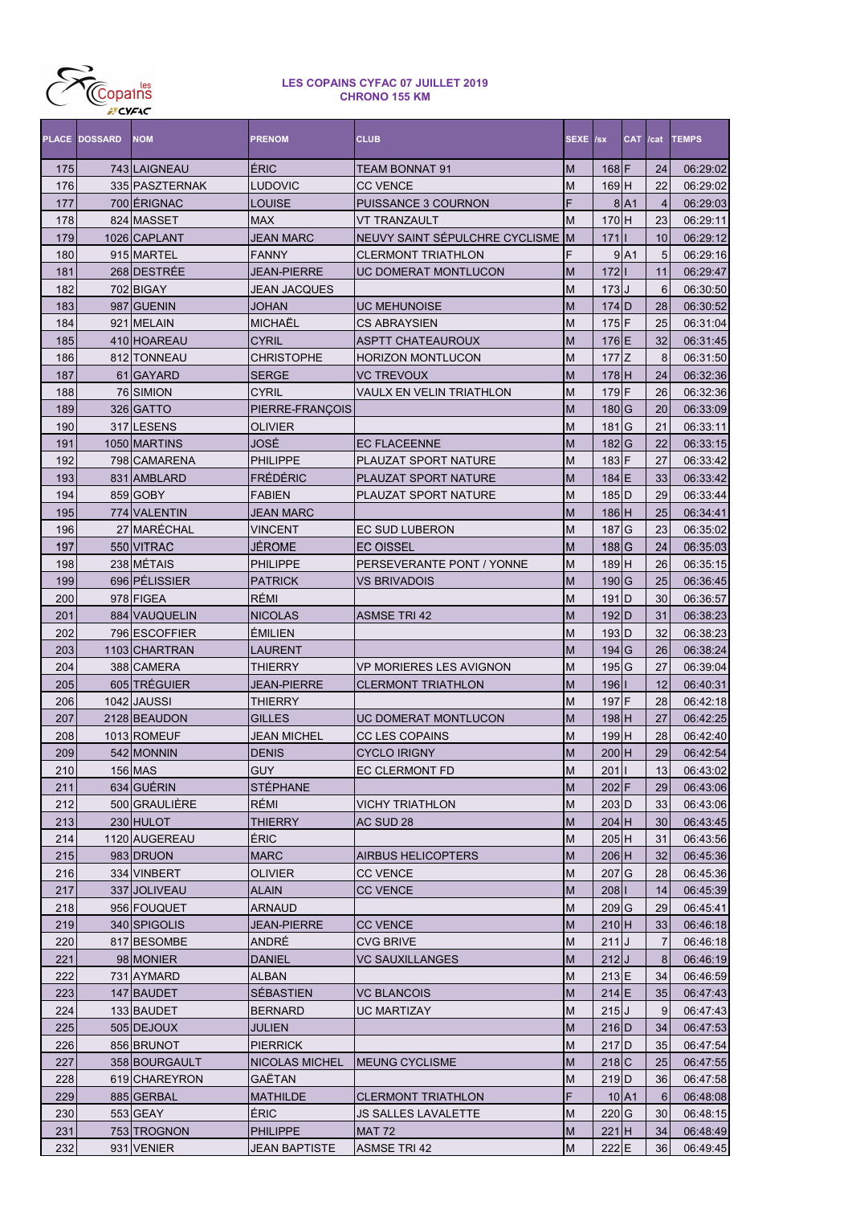**LES COPAINS CYFAC 07 JUILLET 2019**
**CHRONO 155 KM**

| PLACE | DOSSARD | NOM | PRENOM | CLUB | SEXE | /sx | CAT | /cat | TEMPS |
|---|---|---|---|---|---|---|---|---|---|
| 175 | 743 | LAIGNEAU | ÉRIC | TEAM BONNAT 91 | M | 168 | F | 24 | 06:29:02 |
| 176 | 335 | PASZTERNAK | LUDOVIC | CC VENCE | M | 169 | H | 22 | 06:29:02 |
| 177 | 700 | ÉRIGNAC | LOUISE | PUISSANCE 3 COURNON | F | 8 | A1 | 4 | 06:29:03 |
| 178 | 824 | MASSET | MAX | VT TRANZAULT | M | 170 | H | 23 | 06:29:11 |
| 179 | 1026 | CAPLANT | JEAN MARC | NEUVY SAINT SÉPULCHRE CYCLISME | M | 171 | I | 10 | 06:29:12 |
| 180 | 915 | MARTEL | FANNY | CLERMONT TRIATHLON | F | 9 | A1 | 5 | 06:29:16 |
| 181 | 268 | DESTRÉE | JEAN-PIERRE | UC DOMERAT MONTLUCON | M | 172 | I | 11 | 06:29:47 |
| 182 | 702 | BIGAY | JEAN JACQUES | | M | 173 | J | 6 | 06:30:50 |
| 183 | 987 | GUENIN | JOHAN | UC MEHUNOISE | M | 174 | D | 28 | 06:30:52 |
| 184 | 921 | MELAIN | MICHAËL | CS ABRAYSIEN | M | 175 | F | 25 | 06:31:04 |
| 185 | 410 | HOAREAU | CYRIL | ASPTT CHATEAUROUX | M | 176 | E | 32 | 06:31:45 |
| 186 | 812 | TONNEAU | CHRISTOPHE | HORIZON MONTLUCON | M | 177 | Z | 8 | 06:31:50 |
| 187 | 61 | GAYARD | SERGE | VC TREVOUX | M | 178 | H | 24 | 06:32:36 |
| 188 | 76 | SIMION | CYRIL | VAULX EN VELIN TRIATHLON | M | 179 | F | 26 | 06:32:36 |
| 189 | 326 | GATTO | PIERRE-FRANÇOIS | | M | 180 | G | 20 | 06:33:09 |
| 190 | 317 | LESENS | OLIVIER | | M | 181 | G | 21 | 06:33:11 |
| 191 | 1050 | MARTINS | JOSÉ | EC FLACEENNE | M | 182 | G | 22 | 06:33:15 |
| 192 | 798 | CAMARENA | PHILIPPE | PLAUZAT SPORT NATURE | M | 183 | F | 27 | 06:33:42 |
| 193 | 831 | AMBLARD | FRÉDÉRIC | PLAUZAT SPORT NATURE | M | 184 | E | 33 | 06:33:42 |
| 194 | 859 | GOBY | FABIEN | PLAUZAT SPORT NATURE | M | 185 | D | 29 | 06:33:44 |
| 195 | 774 | VALENTIN | JEAN MARC | | M | 186 | H | 25 | 06:34:41 |
| 196 | 27 | MARÉCHAL | VINCENT | EC SUD LUBERON | M | 187 | G | 23 | 06:35:02 |
| 197 | 550 | VITRAC | JÉROME | EC OISSEL | M | 188 | G | 24 | 06:35:03 |
| 198 | 238 | MÉTAIS | PHILIPPE | PERSEVERANTE PONT / YONNE | M | 189 | H | 26 | 06:35:15 |
| 199 | 696 | PÉLISSIER | PATRICK | VS BRIVADOIS | M | 190 | G | 25 | 06:36:45 |
| 200 | 978 | FIGEA | RÉMI | | M | 191 | D | 30 | 06:36:57 |
| 201 | 884 | VAUQUELIN | NICOLAS | ASMSE TRI 42 | M | 192 | D | 31 | 06:38:23 |
| 202 | 796 | ESCOFFIER | ÉMILIEN | | M | 193 | D | 32 | 06:38:23 |
| 203 | 1103 | CHARTRAN | LAURENT | | M | 194 | G | 26 | 06:38:24 |
| 204 | 388 | CAMERA | THIERRY | VP MORIERES LES AVIGNON | M | 195 | G | 27 | 06:39:04 |
| 205 | 605 | TRÉGUIER | JEAN-PIERRE | CLERMONT TRIATHLON | M | 196 | I | 12 | 06:40:31 |
| 206 | 1042 | JAUSSI | THIERRY | | M | 197 | F | 28 | 06:42:18 |
| 207 | 2128 | BEAUDON | GILLES | UC DOMERAT MONTLUCON | M | 198 | H | 27 | 06:42:25 |
| 208 | 1013 | ROMEUF | JEAN MICHEL | CC LES COPAINS | M | 199 | H | 28 | 06:42:40 |
| 209 | 542 | MONNIN | DENIS | CYCLO IRIGNY | M | 200 | H | 29 | 06:42:54 |
| 210 | 156 | MAS | GUY | EC CLERMONT FD | M | 201 | I | 13 | 06:43:02 |
| 211 | 634 | GUÉRIN | STÉPHANE | | M | 202 | F | 29 | 06:43:06 |
| 212 | 500 | GRAULIÈRE | RÉMI | VICHY TRIATHLON | M | 203 | D | 33 | 06:43:06 |
| 213 | 230 | HULOT | THIERRY | AC SUD 28 | M | 204 | H | 30 | 06:43:45 |
| 214 | 1120 | AUGEREAU | ÉRIC | | M | 205 | H | 31 | 06:43:56 |
| 215 | 983 | DRUON | MARC | AIRBUS HELICOPTERS | M | 206 | H | 32 | 06:45:36 |
| 216 | 334 | VINBERT | OLIVIER | CC VENCE | M | 207 | G | 28 | 06:45:36 |
| 217 | 337 | JOLIVEAU | ALAIN | CC VENCE | M | 208 | I | 14 | 06:45:39 |
| 218 | 956 | FOUQUET | ARNAUD | | M | 209 | G | 29 | 06:45:41 |
| 219 | 340 | SPIGOLIS | JEAN-PIERRE | CC VENCE | M | 210 | H | 33 | 06:46:18 |
| 220 | 817 | BESOMBE | ANDRÉ | CVG BRIVE | M | 211 | J | 7 | 06:46:18 |
| 221 | 98 | MONIER | DANIEL | VC SAUXILLANGES | M | 212 | J | 8 | 06:46:19 |
| 222 | 731 | AYMARD | ALBAN | | M | 213 | E | 34 | 06:46:59 |
| 223 | 147 | BAUDET | SÉBASTIEN | VC BLANCOIS | M | 214 | E | 35 | 06:47:43 |
| 224 | 133 | BAUDET | BERNARD | UC MARTIZAY | M | 215 | J | 9 | 06:47:43 |
| 225 | 505 | DEJOUX | JULIEN | | M | 216 | D | 34 | 06:47:53 |
| 226 | 856 | BRUNOT | PIERRICK | | M | 217 | D | 35 | 06:47:54 |
| 227 | 358 | BOURGAULT | NICOLAS MICHEL | MEUNG CYCLISME | M | 218 | C | 25 | 06:47:55 |
| 228 | 619 | CHAREYRON | GAËTAN | | M | 219 | D | 36 | 06:47:58 |
| 229 | 885 | GERBAL | MATHILDE | CLERMONT TRIATHLON | F | 10 | A1 | 6 | 06:48:08 |
| 230 | 553 | GEAY | ÉRIC | JS SALLES LAVALETTE | M | 220 | G | 30 | 06:48:15 |
| 231 | 753 | TROGNON | PHILIPPE | MAT 72 | M | 221 | H | 34 | 06:48:49 |
| 232 | 931 | VENIER | JEAN BAPTISTE | ASMSE TRI 42 | M | 222 | E | 36 | 06:49:45 |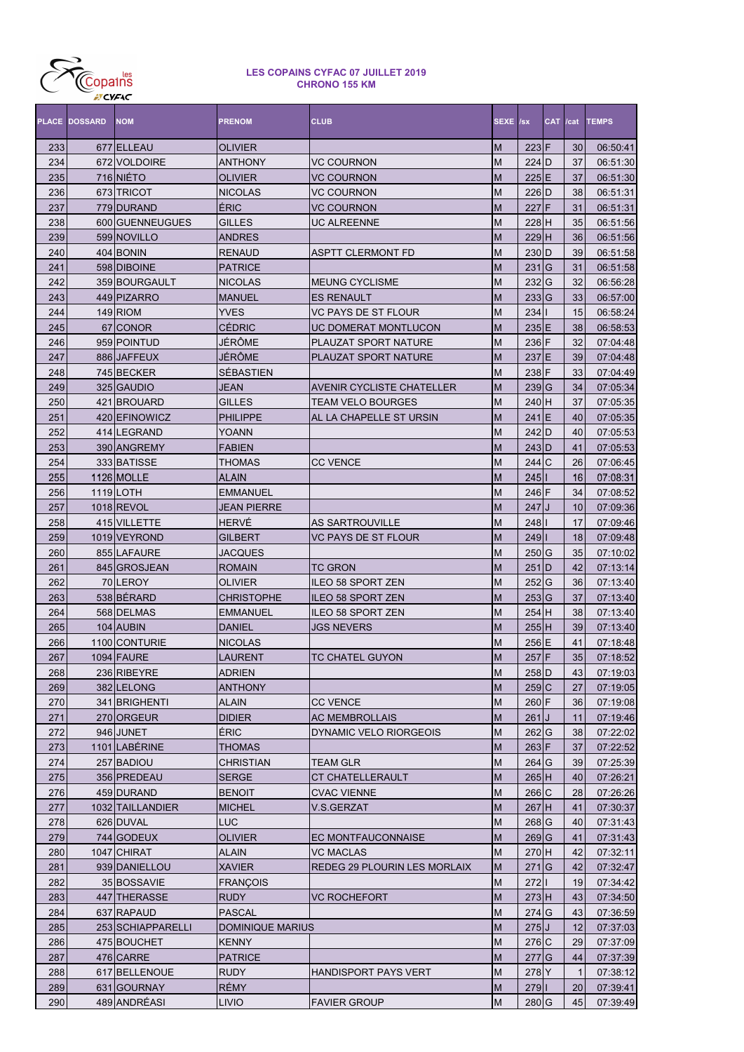**LES COPAINS CYFAC 07 JUILLET 2019**
**CHRONO 155 KM**

| PLACE | DOSSARD | NOM | PRENOM | CLUB | SEXE | /sx | CAT | /cat | TEMPS |
|---|---|---|---|---|---|---|---|---|---|
| 233 | 677 | ELLEAU | OLIVIER | | M | 223 | F | 30 | 06:50:41 |
| 234 | 672 | VOLDOIRE | ANTHONY | VC COURNON | M | 224 | D | 37 | 06:51:30 |
| 235 | 716 | NIÉTO | OLIVIER | VC COURNON | M | 225 | E | 37 | 06:51:30 |
| 236 | 673 | TRICOT | NICOLAS | VC COURNON | M | 226 | D | 38 | 06:51:31 |
| 237 | 779 | DURAND | ÉRIC | VC COURNON | M | 227 | F | 31 | 06:51:31 |
| 238 | 600 | GUENNEUGUES | GILLES | UC ALREENNE | M | 228 | H | 35 | 06:51:56 |
| 239 | 599 | NOVILLO | ANDRES | | M | 229 | H | 36 | 06:51:56 |
| 240 | 404 | BONIN | RENAUD | ASPTT CLERMONT FD | M | 230 | D | 39 | 06:51:58 |
| 241 | 598 | DIBOINE | PATRICE | | M | 231 | G | 31 | 06:51:58 |
| 242 | 359 | BOURGAULT | NICOLAS | MEUNG CYCLISME | M | 232 | G | 32 | 06:56:28 |
| 243 | 449 | PIZARRO | MANUEL | ES RENAULT | M | 233 | G | 33 | 06:57:00 |
| 244 | 149 | RIOM | YVES | VC PAYS DE ST FLOUR | M | 234 | I | 15 | 06:58:24 |
| 245 | 67 | CONOR | CÉDRIC | UC DOMERAT MONTLUCON | M | 235 | E | 38 | 06:58:53 |
| 246 | 959 | POINTUD | JÉRÔME | PLAUZAT SPORT NATURE | M | 236 | F | 32 | 07:04:48 |
| 247 | 886 | JAFFEUX | JÉRÔME | PLAUZAT SPORT NATURE | M | 237 | E | 39 | 07:04:48 |
| 248 | 745 | BECKER | SÉBASTIEN | | M | 238 | F | 33 | 07:04:49 |
| 249 | 325 | GAUDIO | JEAN | AVENIR CYCLISTE CHATELLER | M | 239 | G | 34 | 07:05:34 |
| 250 | 421 | BROUARD | GILLES | TEAM VELO BOURGES | M | 240 | H | 37 | 07:05:35 |
| 251 | 420 | EFINOWICZ | PHILIPPE | AL LA CHAPELLE ST URSIN | M | 241 | E | 40 | 07:05:35 |
| 252 | 414 | LEGRAND | YOANN | | M | 242 | D | 40 | 07:05:53 |
| 253 | 390 | ANGREMY | FABIEN | | M | 243 | D | 41 | 07:05:53 |
| 254 | 333 | BATISSE | THOMAS | CC VENCE | M | 244 | C | 26 | 07:06:45 |
| 255 | 1126 | MOLLE | ALAIN | | M | 245 | I | 16 | 07:08:31 |
| 256 | 1119 | LOTH | EMMANUEL | | M | 246 | F | 34 | 07:08:52 |
| 257 | 1018 | REVOL | JEAN PIERRE | | M | 247 | J | 10 | 07:09:36 |
| 258 | 415 | VILLETTE | HERVÉ | AS SARTROUVILLE | M | 248 | I | 17 | 07:09:46 |
| 259 | 1019 | VEYROND | GILBERT | VC PAYS DE ST FLOUR | M | 249 | I | 18 | 07:09:48 |
| 260 | 855 | LAFAURE | JACQUES | | M | 250 | G | 35 | 07:10:02 |
| 261 | 845 | GROSJEAN | ROMAIN | TC GRON | M | 251 | D | 42 | 07:13:14 |
| 262 | 70 | LEROY | OLIVIER | ILEO 58 SPORT ZEN | M | 252 | G | 36 | 07:13:40 |
| 263 | 538 | BÉRARD | CHRISTOPHE | ILEO 58 SPORT ZEN | M | 253 | G | 37 | 07:13:40 |
| 264 | 568 | DELMAS | EMMANUEL | ILEO 58 SPORT ZEN | M | 254 | H | 38 | 07:13:40 |
| 265 | 104 | AUBIN | DANIEL | JGS NEVERS | M | 255 | H | 39 | 07:13:40 |
| 266 | 1100 | CONTURIE | NICOLAS | | M | 256 | E | 41 | 07:18:48 |
| 267 | 1094 | FAURE | LAURENT | TC CHATEL GUYON | M | 257 | F | 35 | 07:18:52 |
| 268 | 236 | RIBEYRE | ADRIEN | | M | 258 | D | 43 | 07:19:03 |
| 269 | 382 | LELONG | ANTHONY | | M | 259 | C | 27 | 07:19:05 |
| 270 | 341 | BRIGHENTI | ALAIN | CC VENCE | M | 260 | F | 36 | 07:19:08 |
| 271 | 270 | ORGEUR | DIDIER | AC MEMBROLLAIS | M | 261 | J | 11 | 07:19:46 |
| 272 | 946 | JUNET | ÉRIC | DYNAMIC VELO RIORGEOIS | M | 262 | G | 38 | 07:22:02 |
| 273 | 1101 | LABÉRINE | THOMAS | | M | 263 | F | 37 | 07:22:52 |
| 274 | 257 | BADIOU | CHRISTIAN | TEAM GLR | M | 264 | G | 39 | 07:25:39 |
| 275 | 356 | PREDEAU | SERGE | CT CHATELLERAULT | M | 265 | H | 40 | 07:26:21 |
| 276 | 459 | DURAND | BENOIT | CVAC VIENNE | M | 266 | C | 28 | 07:26:26 |
| 277 | 1032 | TAILLANDIER | MICHEL | V.S.GERZAT | M | 267 | H | 41 | 07:30:37 |
| 278 | 626 | DUVAL | LUC | | M | 268 | G | 40 | 07:31:43 |
| 279 | 744 | GODEUX | OLIVIER | EC MONTFAUCONNAISE | M | 269 | G | 41 | 07:31:43 |
| 280 | 1047 | CHIRAT | ALAIN | VC MACLAS | M | 270 | H | 42 | 07:32:11 |
| 281 | 939 | DANIELLOU | XAVIER | REDEG 29 PLOURIN LES MORLAIX | M | 271 | G | 42 | 07:32:47 |
| 282 | 35 | BOSSAVIE | FRANÇOIS | | M | 272 | I | 19 | 07:34:42 |
| 283 | 447 | THERASSE | RUDY | VC ROCHEFORT | M | 273 | H | 43 | 07:34:50 |
| 284 | 637 | RAPAUD | PASCAL | | M | 274 | G | 43 | 07:36:59 |
| 285 | 253 | SCHIAPPARELLI | DOMINIQUE MARIUS | | M | 275 | J | 12 | 07:37:03 |
| 286 | 475 | BOUCHET | KENNY | | M | 276 | C | 29 | 07:37:09 |
| 287 | 476 | CARRE | PATRICE | | M | 277 | G | 44 | 07:37:39 |
| 288 | 617 | BELLENOUE | RUDY | HANDISPORT PAYS VERT | M | 278 | Y | 1 | 07:38:12 |
| 289 | 631 | GOURNAY | RÉMY | | M | 279 | I | 20 | 07:39:41 |
| 290 | 489 | ANDRÉASI | LIVIO | FAVIER GROUP | M | 280 | G | 45 | 07:39:49 |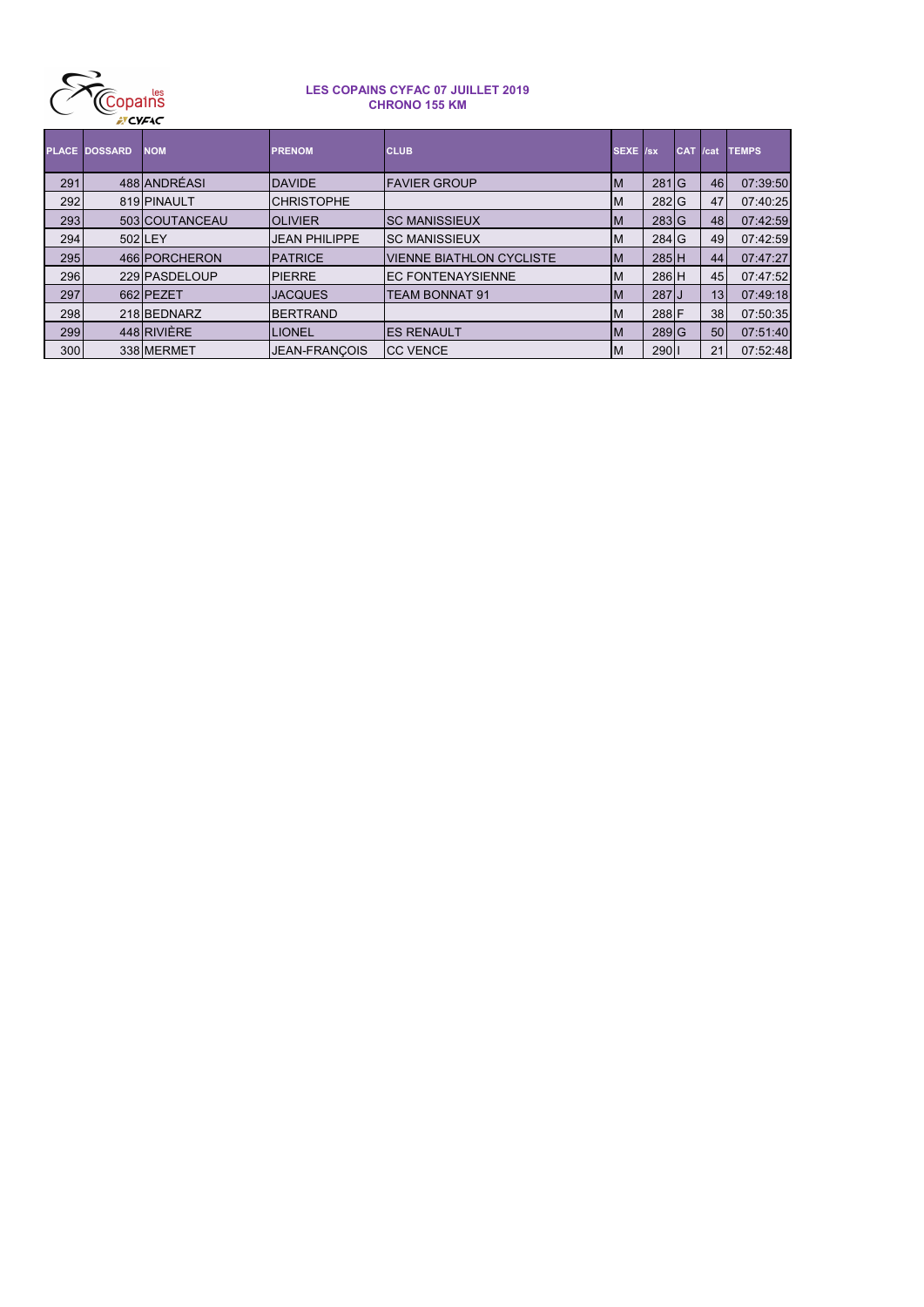**LES COPAINS CYFAC 07 JUILLET 2019**
**CHRONO 155 KM**

| PLACE | DOSSARD | NOM | PRENOM | CLUB | SEXE | /sx | CAT | /cat | TEMPS |
|---|---|---|---|---|---|---|---|---|---|
| 291 | 488 | ANDRÉASI | DAVIDE | FAVIER GROUP | M | 281 | G | 46 | 07:39:50 |
| 292 | 819 | PINAULT | CHRISTOPHE | | M | 282 | G | 47 | 07:40:25 |
| 293 | 503 | COUTANCEAU | OLIVIER | SC MANISSIEUX | M | 283 | G | 48 | 07:42:59 |
| 294 | 502 | LEY | JEAN PHILIPPE | SC MANISSIEUX | M | 284 | G | 49 | 07:42:59 |
| 295 | 466 | PORCHERON | PATRICE | VIENNE BIATHLON CYCLISTE | M | 285 | H | 44 | 07:47:27 |
| 296 | 229 | PASDELOUP | PIERRE | EC FONTENAYSIENNE | M | 286 | H | 45 | 07:47:52 |
| 297 | 662 | PEZET | JACQUES | TEAM BONNAT 91 | M | 287 | J | 13 | 07:49:18 |
| 298 | 218 | BEDNARZ | BERTRAND | | M | 288 | F | 38 | 07:50:35 |
| 299 | 448 | RIVIÈRE | LIONEL | ES RENAULT | M | 289 | G | 50 | 07:51:40 |
| 300 | 338 | MERMET | JEAN-FRANÇOIS | CC VENCE | M | 290 | I | 21 | 07:52:48 |